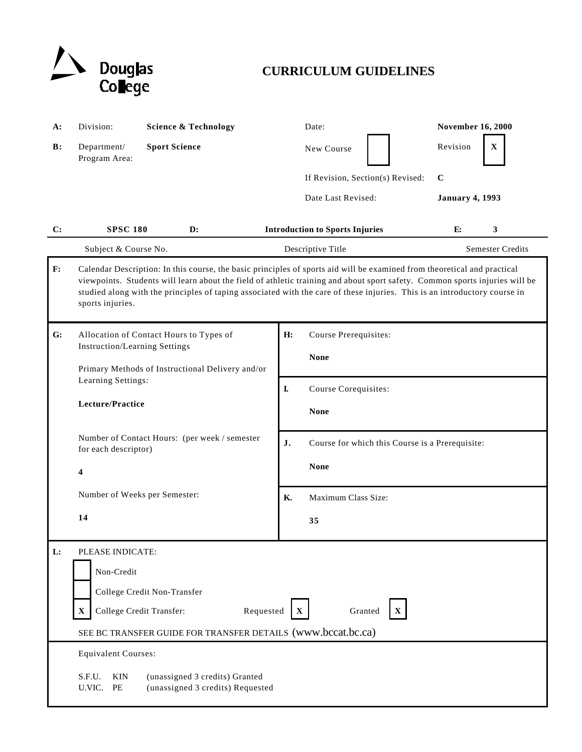Douglas College

# CURRICULUM GUIDELINES

| | | | | |
|---|---|---|---|---|
| **A:** | Division: | **Science & Technology** | Date: | **November 16, 2000** |
| **B:** | Department/ Program Area: | **Sport Science** | New Course [ ] | Revision [X] |
| | | | If Revision, Section(s) Revised: | **C** |
| | | | Date Last Revised: | **January 4, 1993** |

| **C:** | **SPSC 180** | **D:** | **Introduction to Sports Injuries** | **E:** | **3** |
|---|---|---|---|---|---|
| | Subject & Course No. | | Descriptive Title | | Semester Credits |

**F:** Calendar Description: In this course, the basic principles of sports aid will be examined from theoretical and practical viewpoints. Students will learn about the field of athletic training and about sport safety. Common sports injuries will be studied along with the principles of taping associated with the care of these injuries. This is an introductory course in sports injuries.

**G:** Allocation of Contact Hours to Types of Instruction/Learning Settings

Primary Methods of Instructional Delivery and/or Learning Settings:

**Lecture/Practice**

Number of Contact Hours: (per week / semester for each descriptor)

**4**

Number of Weeks per Semester:

**14**

**H:** Course Prerequisites:

**None**

**I.** Course Corequisites:

**None**

**J.** Course for which this Course is a Prerequisite:

**None**

**K.** Maximum Class Size:

**35**

**L:** PLEASE INDICATE:

- [ ] Non-Credit
- [ ] College Credit Non-Transfer
- [X] College Credit Transfer: Requested [X] Granted [X]

SEE BC TRANSFER GUIDE FOR TRANSFER DETAILS (www.bccat.bc.ca)

Equivalent Courses:

S.F.U. KIN (unassigned 3 credits) Granted
U.VIC. PE (unassigned 3 credits) Requested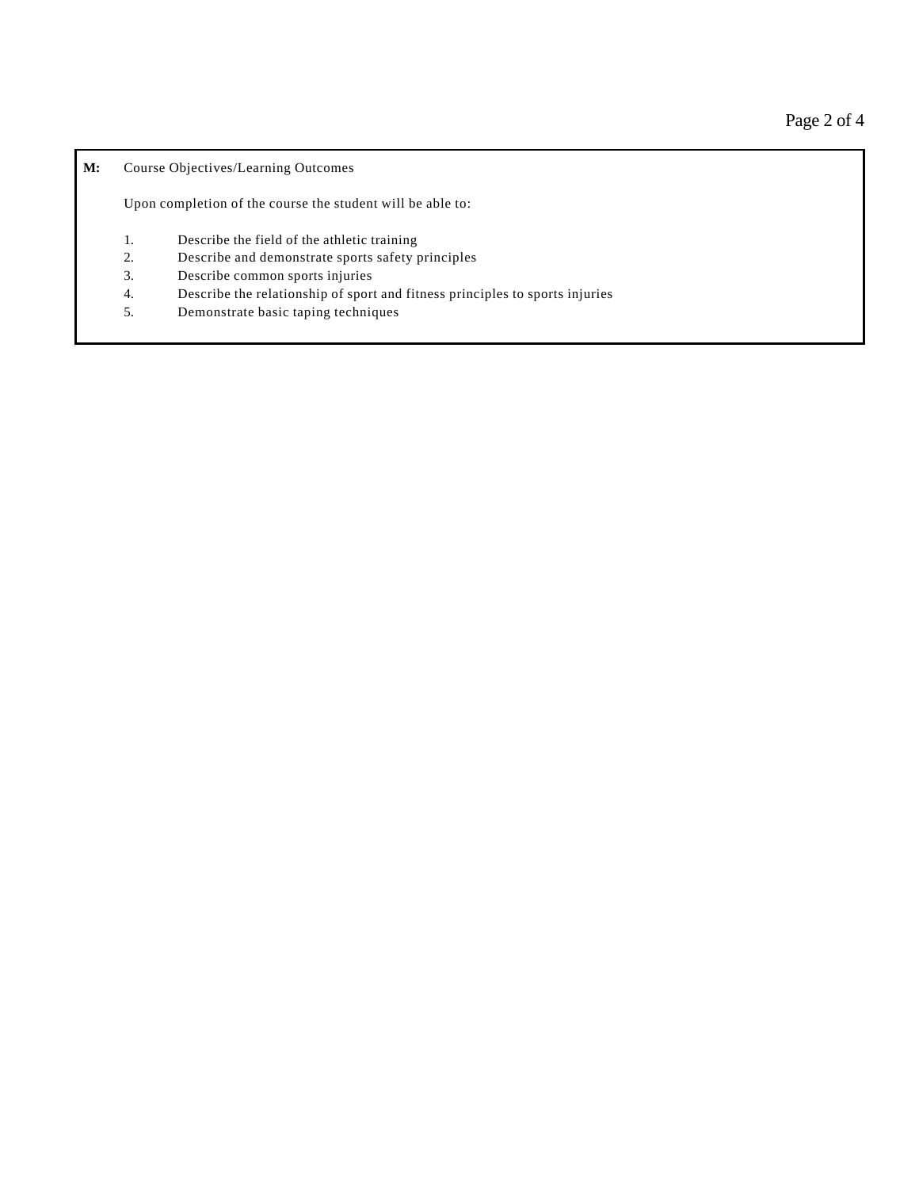**M:** Course Objectives/Learning Outcomes

Upon completion of the course the student will be able to:

1. Describe the field of the athletic training
2. Describe and demonstrate sports safety principles
3. Describe common sports injuries
4. Describe the relationship of sport and fitness principles to sports injuries
5. Demonstrate basic taping techniques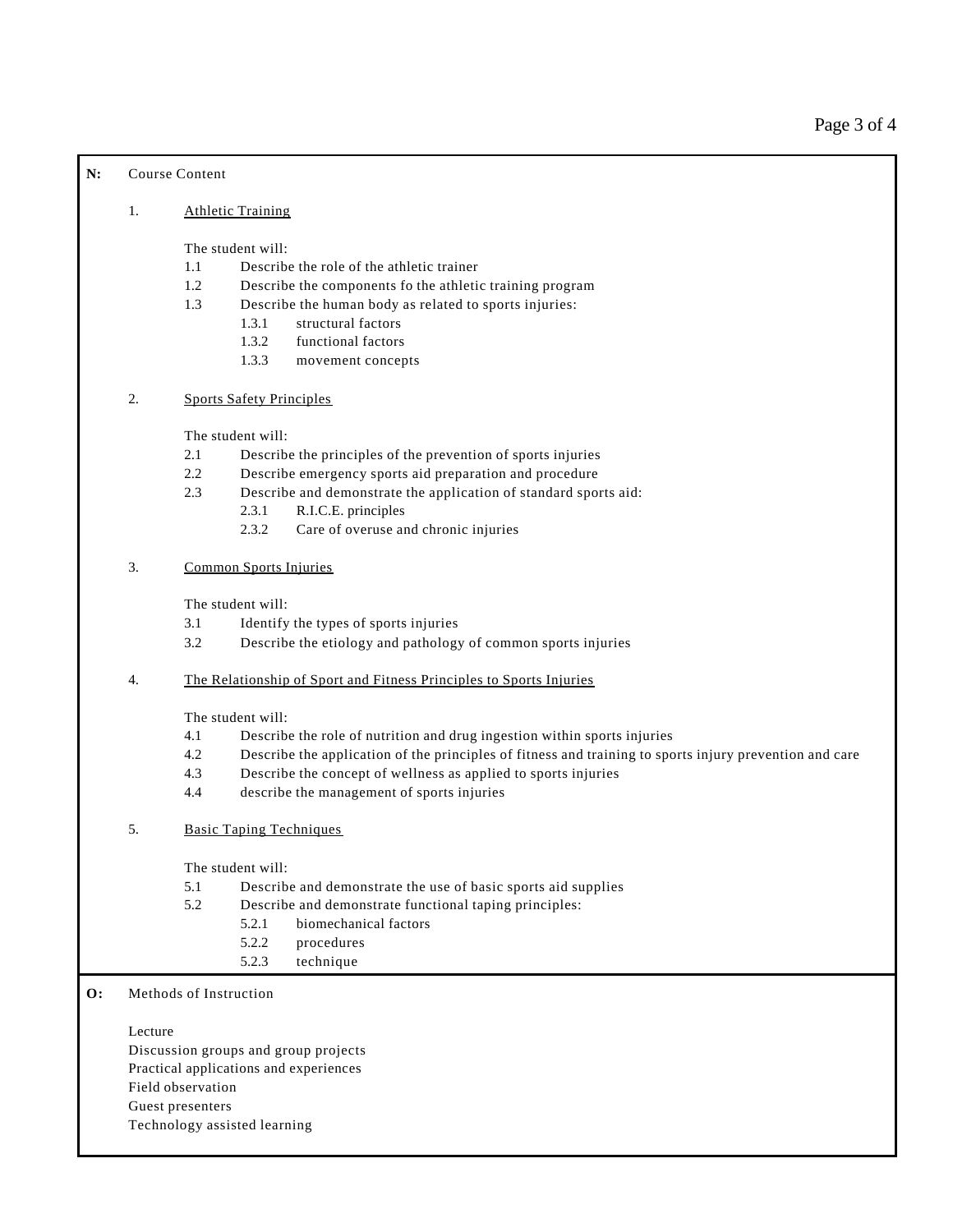**N:** Course Content

1. <u>Athletic Training</u>

   The student will:

   - 1.1 Describe the role of the athletic trainer
   - 1.2 Describe the components fo the athletic training program
   - 1.3 Describe the human body as related to sports injuries:
     - 1.3.1 structural factors
     - 1.3.2 functional factors
     - 1.3.3 movement concepts

2. <u>Sports Safety Principles</u>

   The student will:

   - 2.1 Describe the principles of the prevention of sports injuries
   - 2.2 Describe emergency sports aid preparation and procedure
   - 2.3 Describe and demonstrate the application of standard sports aid:
     - 2.3.1 R.I.C.E. principles
     - 2.3.2 Care of overuse and chronic injuries

3. <u>Common Sports Injuries</u>

   The student will:

   - 3.1 Identify the types of sports injuries
   - 3.2 Describe the etiology and pathology of common sports injuries

4. <u>The Relationship of Sport and Fitness Principles to Sports Injuries</u>

   The student will:

   - 4.1 Describe the role of nutrition and drug ingestion within sports injuries
   - 4.2 Describe the application of the principles of fitness and training to sports injury prevention and care
   - 4.3 Describe the concept of wellness as applied to sports injuries
   - 4.4 describe the management of sports injuries

5. <u>Basic Taping Techniques</u>

   The student will:

   - 5.1 Describe and demonstrate the use of basic sports aid supplies
   - 5.2 Describe and demonstrate functional taping principles:
     - 5.2.1 biomechanical factors
     - 5.2.2 procedures
     - 5.2.3 technique

**O:** Methods of Instruction

Lecture
Discussion groups and group projects
Practical applications and experiences
Field observation
Guest presenters
Technology assisted learning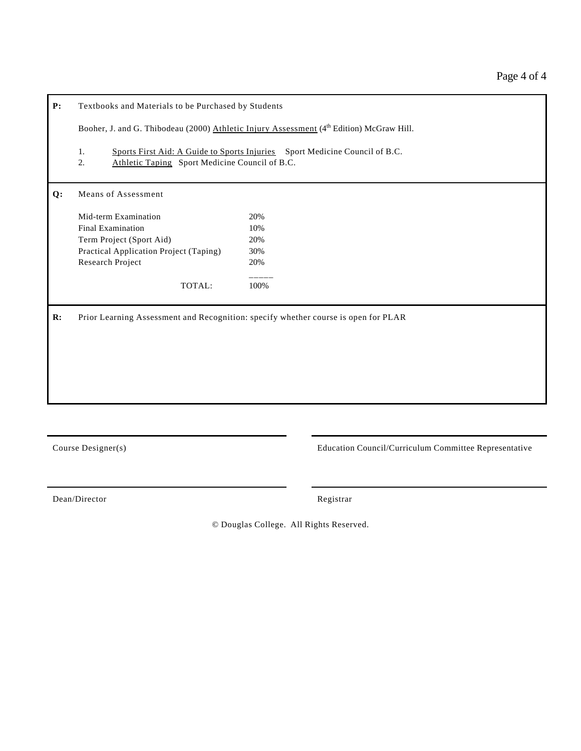**P:** Textbooks and Materials to be Purchased by Students

Booher, J. and G. Thibodeau (2000) Athletic Injury Assessment (4th Edition) McGraw Hill.

1. Sports First Aid: A Guide to Sports Injuries Sport Medicine Council of B.C.
2. Athletic Taping Sport Medicine Council of B.C.

**Q:** Means of Assessment

| | |
|---|---|
| Mid-term Examination | 20% |
| Final Examination | 10% |
| Term Project (Sport Aid) | 20% |
| Practical Application Project (Taping) | 30% |
| Research Project | 20% |
| TOTAL: | 100% |

**R:** Prior Learning Assessment and Recognition: specify whether course is open for PLAR

Course Designer(s)

Education Council/Curriculum Committee Representative

Dean/Director

Registrar

© Douglas College. All Rights Reserved.